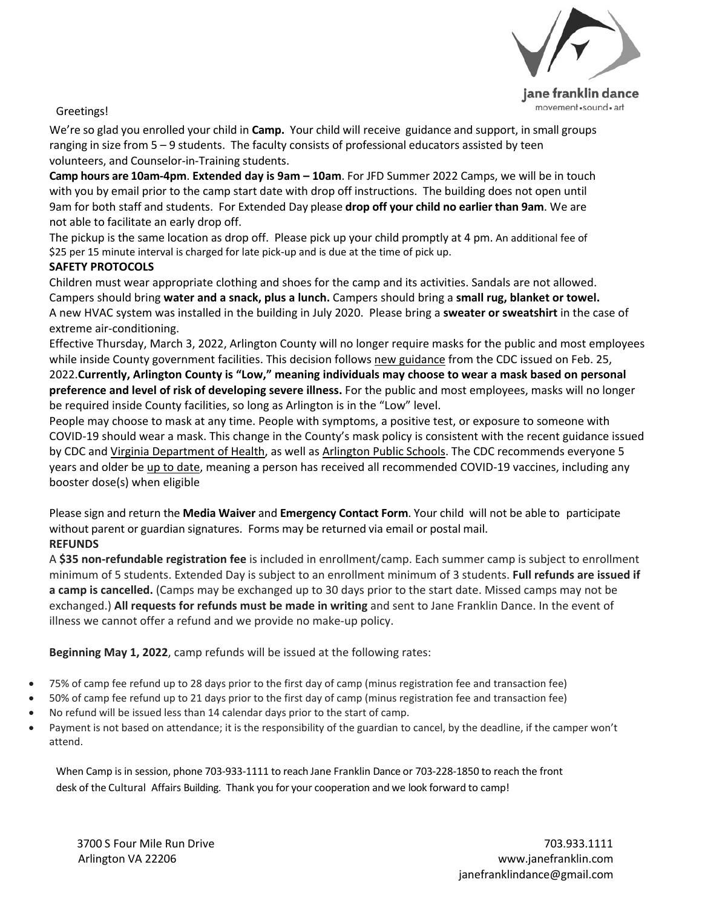jane franklin dance

movement • sound • art

Greetings!

We're so glad you enrolled your child in **Camp.** Your child will receive guidance and support, in small groups ranging in size from 5 – 9 students. The faculty consists of professional educators assisted by teen volunteers, and Counselor-in-Training students.

**Camp hours are 10am-4pm**. **Extended day is 9am – 10am**. For JFD Summer 2022 Camps, we will be in touch with you by email prior to the camp start date with drop off instructions. The building does not open until 9am for both staff and students. For Extended Day please **drop off your child no earlier than 9am**. We are not able to facilitate an early drop off.

The pickup is the same location as drop off. Please pick up your child promptly at 4 pm. An additional fee of $25 per 15 minute interval is charged for late pick-up and is due at the time of pick up.

**SAFETY PROTOCOLS**

Children must wear appropriate clothing and shoes for the camp and its activities. Sandals are not allowed. Campers should bring **water and a snack, plus a lunch.** Campers should bring a **small rug, blanket or towel.** A new HVAC system was installed in the building in July 2020. Please bring a **sweater or sweatshirt** in the case of extreme air-conditioning.

Effective Thursday, March 3, 2022, Arlington County will no longer require masks for the public and most employees while inside County government facilities. This decision follows new guidance from the CDC issued on Feb. 25, 2022.**Currently, Arlington County is "Low," meaning individuals may choose to wear a mask based on personal preference and level of risk of developing severe illness.** For the public and most employees, masks will no longer be required inside County facilities, so long as Arlington is in the "Low" level.

People may choose to mask at any time. People with symptoms, a positive test, or exposure to someone with COVID-19 should wear a mask. This change in the County's mask policy is consistent with the recent guidance issued by CDC and Virginia Department of Health, as well as Arlington Public Schools. The CDC recommends everyone 5 years and older be up to date, meaning a person has received all recommended COVID-19 vaccines, including any booster dose(s) when eligible

Please sign and return the **Media Waiver** and **Emergency Contact Form**. Your child will not be able to participate without parent or guardian signatures. Forms may be returned via email or postal mail.

**REFUNDS**

A **$35 non-refundable registration fee** is included in enrollment/camp. Each summer camp is subject to enrollment minimum of 5 students. Extended Day is subject to an enrollment minimum of 3 students. **Full refunds are issued if a camp is cancelled.** (Camps may be exchanged up to 30 days prior to the start date. Missed camps may not be exchanged.) **All requests for refunds must be made in writing** and sent to Jane Franklin Dance. In the event of illness we cannot offer a refund and we provide no make-up policy.

**Beginning May 1, 2022**, camp refunds will be issued at the following rates:

- 75% of camp fee refund up to 28 days prior to the first day of camp (minus registration fee and transaction fee)
- 50% of camp fee refund up to 21 days prior to the first day of camp (minus registration fee and transaction fee)
- No refund will be issued less than 14 calendar days prior to the start of camp.
- Payment is not based on attendance; it is the responsibility of the guardian to cancel, by the deadline, if the camper won't attend.

When Camp is in session, phone 703-933-1111 to reach Jane Franklin Dance or 703-228-1850 to reach the front desk of the Cultural Affairs Building. Thank you for your cooperation and we look forward to camp!

3700 S Four Mile Run Drive
Arlington VA 22206

703.933.1111
www.janefranklin.com
janefranklindance@gmail.com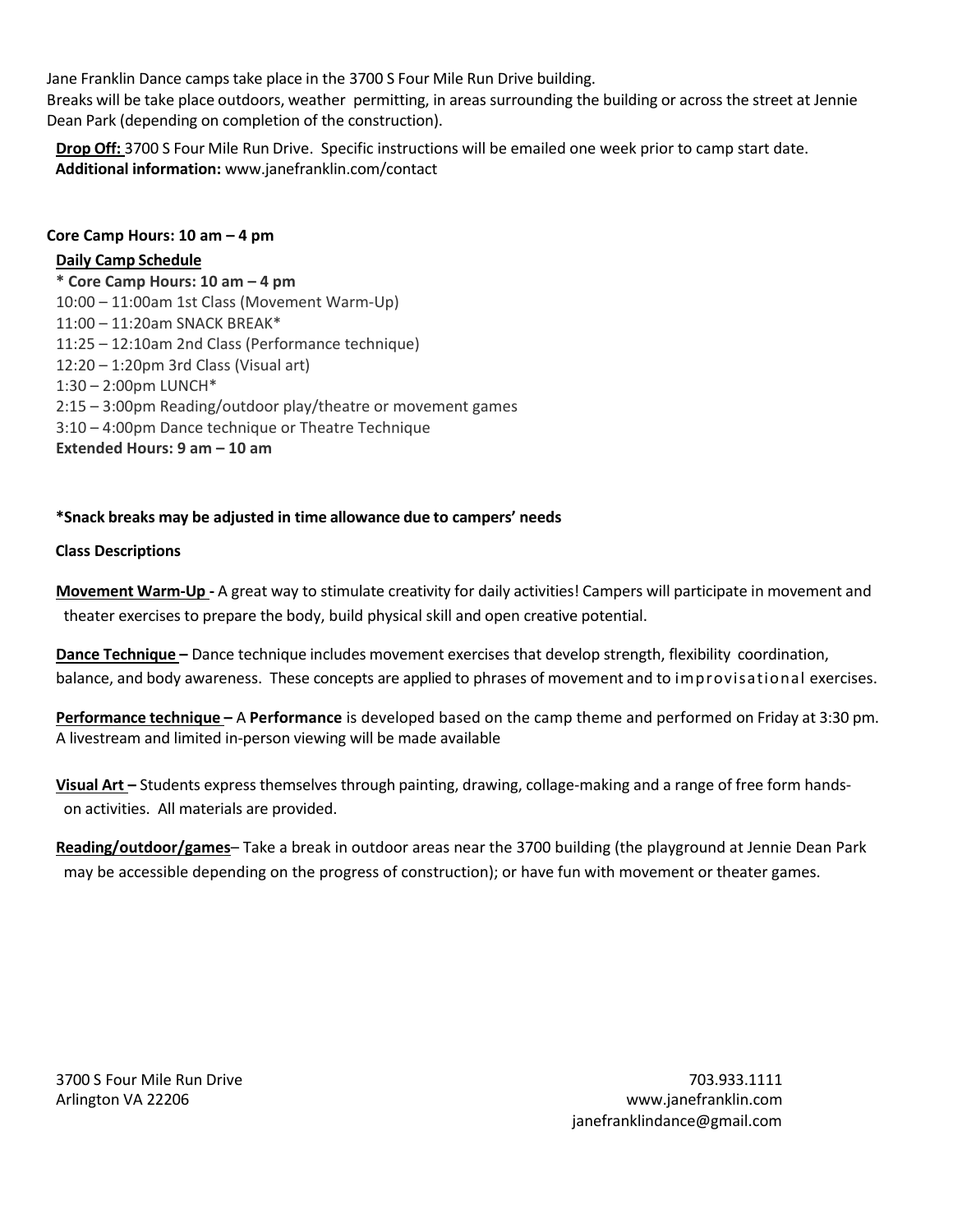Jane Franklin Dance camps take place in the 3700 S Four Mile Run Drive building.
Breaks will be take place outdoors, weather permitting, in areas surrounding the building or across the street at Jennie Dean Park (depending on completion of the construction).

**<u>Drop Off:</u>** 3700 S Four Mile Run Drive. Specific instructions will be emailed one week prior to camp start date.
**Additional information:** www.janefranklin.com/contact

**Core Camp Hours: 10 am – 4 pm**

**<u>Daily Camp Schedule</u>**

\* **Core Camp Hours: 10 am – 4 pm**
10:00 – 11:00am 1st Class (Movement Warm-Up)
11:00 – 11:20am SNACK BREAK*
11:25 – 12:10am 2nd Class (Performance technique)
12:20 – 1:20pm 3rd Class (Visual art)
1:30 – 2:00pm LUNCH*
2:15 – 3:00pm Reading/outdoor play/theatre or movement games
3:10 – 4:00pm Dance technique or Theatre Technique
**Extended Hours: 9 am – 10 am**

**\*Snack breaks may be adjusted in time allowance due to campers' needs**

**Class Descriptions**

**<u>Movement Warm-Up</u> -** A great way to stimulate creativity for daily activities! Campers will participate in movement and theater exercises to prepare the body, build physical skill and open creative potential.

**<u>Dance Technique</u> –** Dance technique includes movement exercises that develop strength, flexibility coordination, balance, and body awareness. These concepts are applied to phrases of movement and to improvisational exercises.

**<u>Performance technique</u> –** A **Performance** is developed based on the camp theme and performed on Friday at 3:30 pm. A livestream and limited in-person viewing will be made available

**<u>Visual Art</u> –** Students express themselves through painting, drawing, collage-making and a range of free form hands-on activities. All materials are provided.

**<u>Reading/outdoor/games</u>**– Take a break in outdoor areas near the 3700 building (the playground at Jennie Dean Park may be accessible depending on the progress of construction); or have fun with movement or theater games.

3700 S Four Mile Run Drive
Arlington VA 22206

703.933.1111
www.janefranklin.com
janefranklindance@gmail.com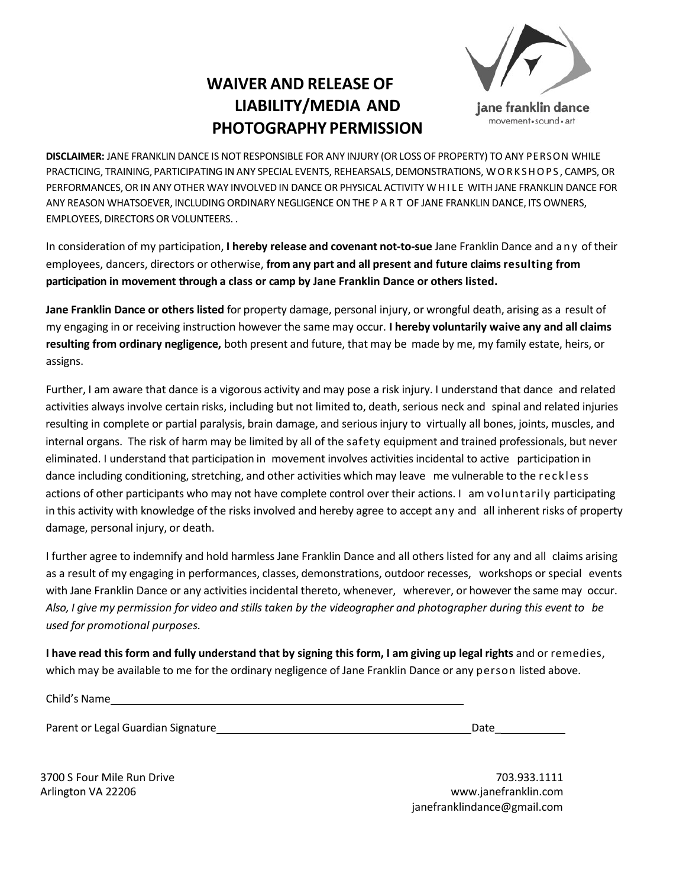# WAIVER AND RELEASE OF LIABILITY/MEDIA AND PHOTOGRAPHY PERMISSION

jane franklin dance
movement • sound • art

**DISCLAIMER:** JANE FRANKLIN DANCE IS NOT RESPONSIBLE FOR ANY INJURY (OR LOSS OF PROPERTY) TO ANY PERSON WHILE PRACTICING, TRAINING, PARTICIPATING IN ANY SPECIAL EVENTS, REHEARSALS, DEMONSTRATIONS, WORKSHOPS, CAMPS, OR PERFORMANCES, OR IN ANY OTHER WAY INVOLVED IN DANCE OR PHYSICAL ACTIVITY WHILE WITH JANE FRANKLIN DANCE FOR ANY REASON WHATSOEVER, INCLUDING ORDINARY NEGLIGENCE ON THE PART OF JANE FRANKLIN DANCE, ITS OWNERS, EMPLOYEES, DIRECTORS OR VOLUNTEERS. .

In consideration of my participation, **I hereby release and covenant not-to-sue** Jane Franklin Dance and any of their employees, dancers, directors or otherwise, **from any part and all present and future claims resulting from participation in movement through a class or camp by Jane Franklin Dance or others listed.**

**Jane Franklin Dance or others listed** for property damage, personal injury, or wrongful death, arising as a result of my engaging in or receiving instruction however the same may occur. **I hereby voluntarily waive any and all claims resulting from ordinary negligence,** both present and future, that may be made by me, my family estate, heirs, or assigns.

Further, I am aware that dance is a vigorous activity and may pose a risk injury. I understand that dance and related activities always involve certain risks, including but not limited to, death, serious neck and spinal and related injuries resulting in complete or partial paralysis, brain damage, and serious injury to virtually all bones, joints, muscles, and internal organs. The risk of harm may be limited by all of the safety equipment and trained professionals, but never eliminated. I understand that participation in movement involves activities incidental to active participation in dance including conditioning, stretching, and other activities which may leave me vulnerable to the reckless actions of other participants who may not have complete control over their actions. I am voluntarily participating in this activity with knowledge of the risks involved and hereby agree to accept any and all inherent risks of property damage, personal injury, or death.

I further agree to indemnify and hold harmless Jane Franklin Dance and all others listed for any and all claims arising as a result of my engaging in performances, classes, demonstrations, outdoor recesses, workshops or special events with Jane Franklin Dance or any activities incidental thereto, whenever, wherever, or however the same may occur. *Also, I give my permission for video and stills taken by the videographer and photographer during this event to be used for promotional purposes.*

**I have read this form and fully understand that by signing this form, I am giving up legal rights** and or remedies, which may be available to me for the ordinary negligence of Jane Franklin Dance or any person listed above.

Child's Name\_\_\_\_\_\_\_\_\_\_\_\_\_\_\_\_\_\_\_\_\_\_\_\_\_\_\_\_\_\_\_\_\_\_\_\_\_\_\_\_\_\_\_\_

Parent or Legal Guardian Signature\_\_\_\_\_\_\_\_\_\_\_\_\_\_\_\_\_\_\_\_\_\_\_\_\_\_\_\_\_\_\_\_ Date\_\_\_\_\_\_\_\_\_\_\_\_

3700 S Four Mile Run Drive
Arlington VA 22206

703.933.1111
www.janefranklin.com
janefranklindance@gmail.com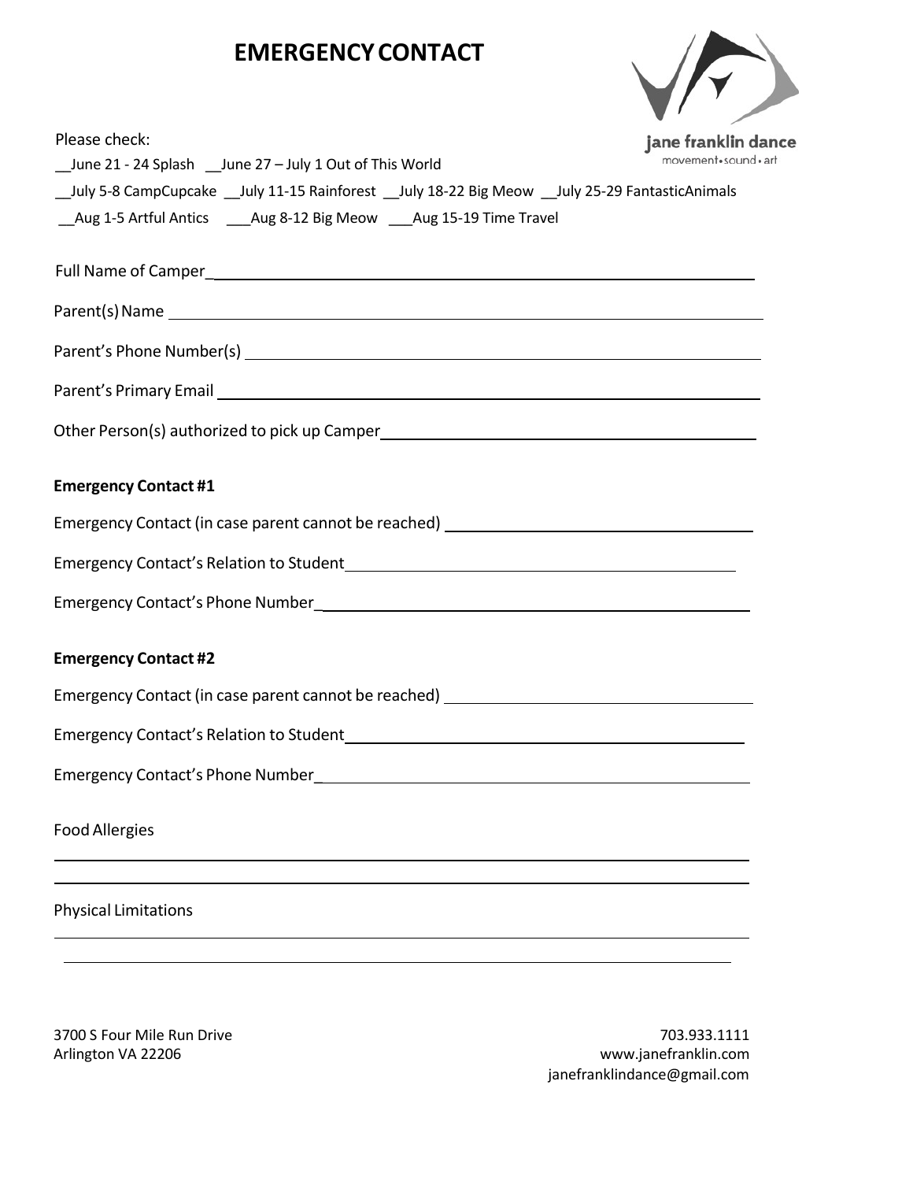# EMERGENCY CONTACT

jane franklin dance
movement•sound•art

Please check:

__June 21 - 24 Splash __June 27 – July 1 Out of This World

__July 5-8 CampCupcake __July 11-15 Rainforest __July 18-22 Big Meow __July 25-29 FantasticAnimals

__Aug 1-5 Artful Antics ___Aug 8-12 Big Meow ___Aug 15-19 Time Travel

Full Name of Camper_______________________________________________

Parent(s) Name _______________________________________________

Parent's Phone Number(s) _______________________________________________

Parent's Primary Email _______________________________________________

Other Person(s) authorized to pick up Camper_______________________________________________

**Emergency Contact #1**

Emergency Contact (in case parent cannot be reached) _______________________________________________

Emergency Contact's Relation to Student_______________________________________________

Emergency Contact's Phone Number_______________________________________________

**Emergency Contact #2**

Emergency Contact (in case parent cannot be reached) _______________________________________________

Emergency Contact's Relation to Student_______________________________________________

Emergency Contact's Phone Number_______________________________________________

Food Allergies

_______________________________________________

_______________________________________________

Physical Limitations

_______________________________________________

_______________________________________________

3700 S Four Mile Run Drive
Arlington VA 22206

703.933.1111
www.janefranklin.com
janefranklindance@gmail.com